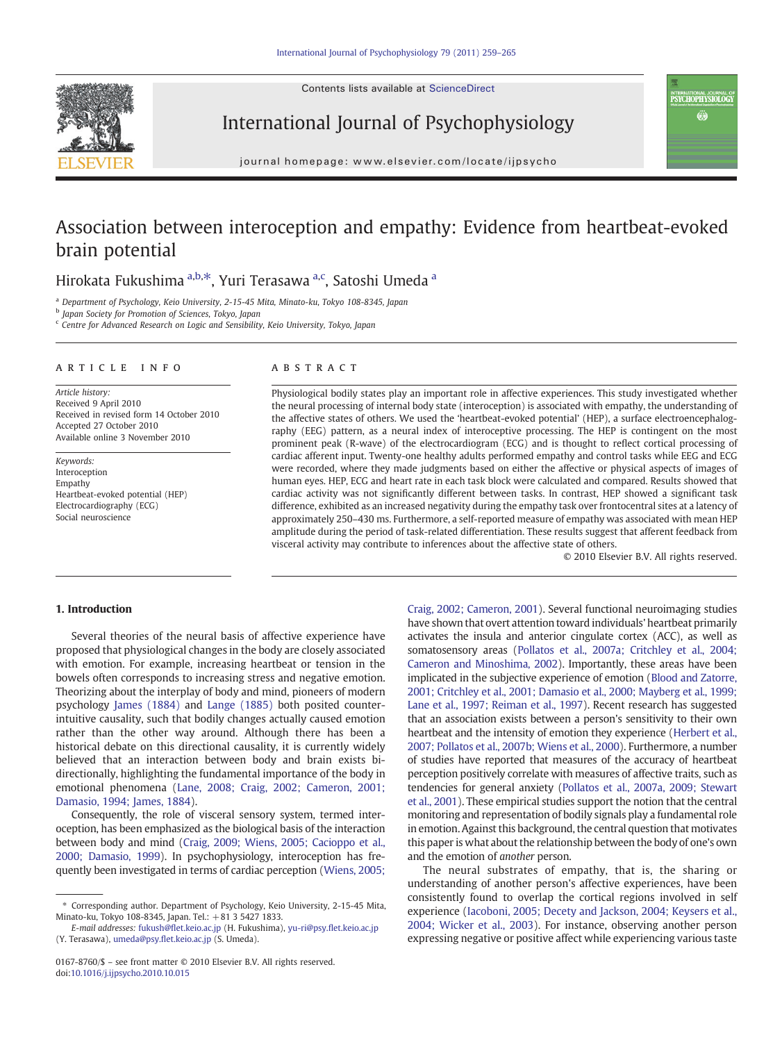# Association between interoception and empathy: Evidence from heartbeat-evoked brain potential

Hirokata Fukushima [a,b,*], Yuri Terasawa [a,c], Satoshi Umeda [a]

[a] Department of Psychology, Keio University, 2-15-45 Mita, Minato-ku, Tokyo 108-8345, Japan
[b] Japan Society for Promotion of Sciences, Tokyo, Japan
[c] Centre for Advanced Research on Logic and Sensibility, Keio University, Tokyo, Japan

**ARTICLE INFO**

*Article history:*
Received 9 April 2010
Received in revised form 14 October 2010
Accepted 27 October 2010
Available online 3 November 2010

*Keywords:*
Interoception
Empathy
Heartbeat-evoked potential (HEP)
Electrocardiography (ECG)
Social neuroscience

**ABSTRACT**

Physiological bodily states play an important role in affective experiences. This study investigated whether the neural processing of internal body state (interoception) is associated with empathy, the understanding of the affective states of others. We used the 'heartbeat-evoked potential' (HEP), a surface electroencephalography (EEG) pattern, as a neural index of interoceptive processing. The HEP is contingent on the most prominent peak (R-wave) of the electrocardiogram (ECG) and is thought to reflect cortical processing of cardiac afferent input. Twenty-one healthy adults performed empathy and control tasks while EEG and ECG were recorded, where they made judgments based on either the affective or physical aspects of images of human eyes. HEP, ECG and heart rate in each task block were calculated and compared. Results showed that cardiac activity was not significantly different between tasks. In contrast, HEP showed a significant task difference, exhibited as an increased negativity during the empathy task over frontocentral sites at a latency of approximately 250–430 ms. Furthermore, a self-reported measure of empathy was associated with mean HEP amplitude during the period of task-related differentiation. These results suggest that afferent feedback from visceral activity may contribute to inferences about the affective state of others.

© 2010 Elsevier B.V. All rights reserved.

## 1. Introduction

Several theories of the neural basis of affective experience have proposed that physiological changes in the body are closely associated with emotion. For example, increasing heartbeat or tension in the bowels often corresponds to increasing stress and negative emotion. Theorizing about the interplay of body and mind, pioneers of modern psychology James (1884) and Lange (1885) both posited counter-intuitive causality, such that bodily changes actually caused emotion rather than the other way around. Although there has been a historical debate on this directional causality, it is currently widely believed that an interaction between body and brain exists bi-directionally, highlighting the fundamental importance of the body in emotional phenomena (Lane, 2008; Craig, 2002; Cameron, 2001; Damasio, 1994; James, 1884).

Consequently, the role of visceral sensory system, termed interoception, has been emphasized as the biological basis of the interaction between body and mind (Craig, 2009; Wiens, 2005; Cacioppo et al., 2000; Damasio, 1999). In psychophysiology, interoception has frequently been investigated in terms of cardiac perception (Wiens, 2005; Craig, 2002; Cameron, 2001). Several functional neuroimaging studies have shown that overt attention toward individuals' heartbeat primarily activates the insula and anterior cingulate cortex (ACC), as well as somatosensory areas (Pollatos et al., 2007a; Critchley et al., 2004; Cameron and Minoshima, 2002). Importantly, these areas have been implicated in the subjective experience of emotion (Blood and Zatorre, 2001; Critchley et al., 2001; Damasio et al., 2000; Mayberg et al., 1999; Lane et al., 1997; Reiman et al., 1997). Recent research has suggested that an association exists between a person's sensitivity to their own heartbeat and the intensity of emotion they experience (Herbert et al., 2007; Pollatos et al., 2007b; Wiens et al., 2000). Furthermore, a number of studies have reported that measures of the accuracy of heartbeat perception positively correlate with measures of affective traits, such as tendencies for general anxiety (Pollatos et al., 2007a, 2009; Stewart et al., 2001). These empirical studies support the notion that the central monitoring and representation of bodily signals play a fundamental role in emotion. Against this background, the central question that motivates this paper is what about the relationship between the body of one's own and the emotion of *another* person.

The neural substrates of empathy, that is, the sharing or understanding of another person's affective experiences, have been consistently found to overlap the cortical regions involved in self experience (Iacoboni, 2005; Decety and Jackson, 2004; Keysers et al., 2004; Wicker et al., 2003). For instance, observing another person expressing negative or positive affect while experiencing various taste

* Corresponding author. Department of Psychology, Keio University, 2-15-45 Mita, Minato-ku, Tokyo 108-8345, Japan. Tel.: +81 3 5427 1833.
*E-mail addresses:* fukush@flet.keio.ac.jp (H. Fukushima), yu-ri@psy.flet.keio.ac.jp (Y. Terasawa), umeda@psy.flet.keio.ac.jp (S. Umeda).

0167-8760/$ – see front matter © 2010 Elsevier B.V. All rights reserved.
doi:10.1016/j.ijpsycho.2010.10.015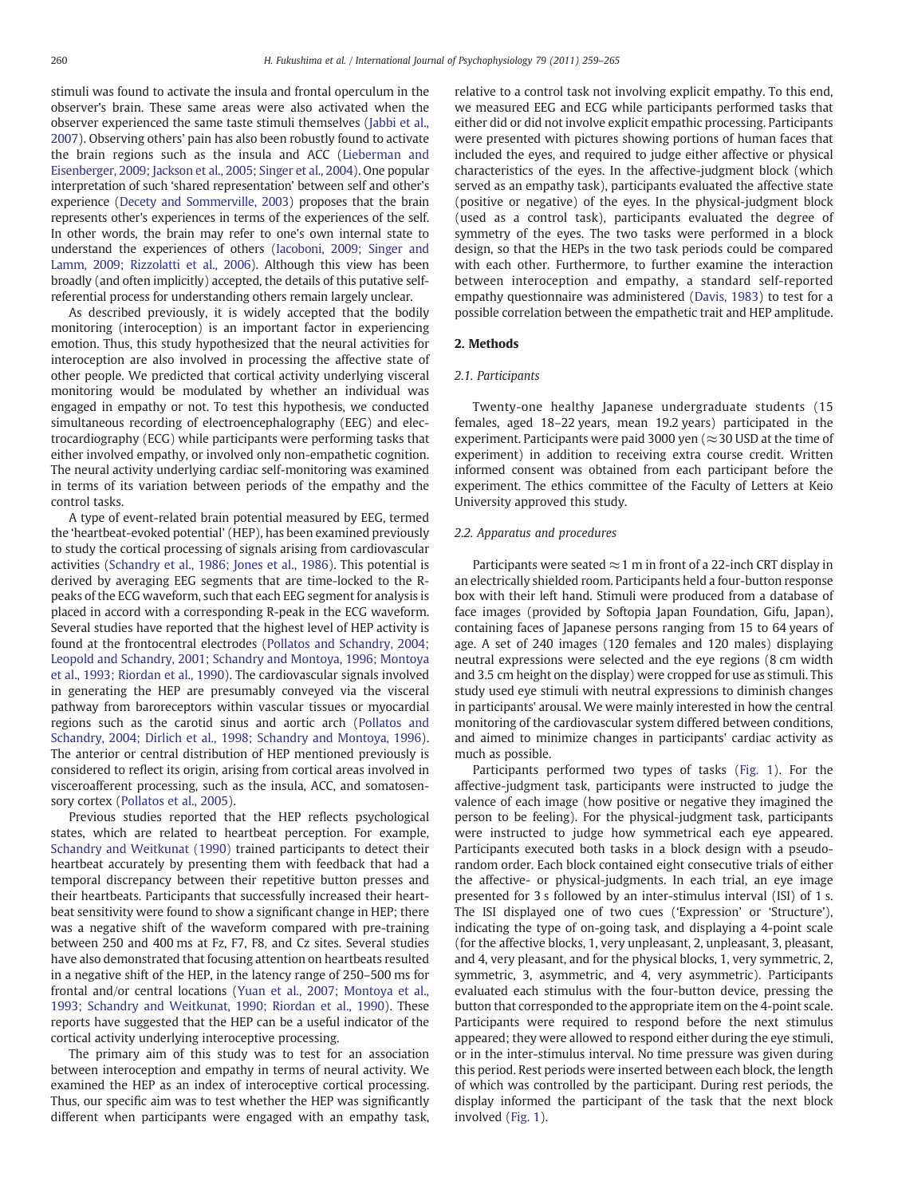stimuli was found to activate the insula and frontal operculum in the observer's brain. These same areas were also activated when the observer experienced the same taste stimuli themselves (Jabbi et al., 2007). Observing others' pain has also been robustly found to activate the brain regions such as the insula and ACC (Lieberman and Eisenberger, 2009; Jackson et al., 2005; Singer et al., 2004). One popular interpretation of such 'shared representation' between self and other's experience (Decety and Sommerville, 2003) proposes that the brain represents other's experiences in terms of the experiences of the self. In other words, the brain may refer to one's own internal state to understand the experiences of others (Iacoboni, 2009; Singer and Lamm, 2009; Rizzolatti et al., 2006). Although this view has been broadly (and often implicitly) accepted, the details of this putative self-referential process for understanding others remain largely unclear.

As described previously, it is widely accepted that the bodily monitoring (interoception) is an important factor in experiencing emotion. Thus, this study hypothesized that the neural activities for interoception are also involved in processing the affective state of other people. We predicted that cortical activity underlying visceral monitoring would be modulated by whether an individual was engaged in empathy or not. To test this hypothesis, we conducted simultaneous recording of electroencephalography (EEG) and electrocardiography (ECG) while participants were performing tasks that either involved empathy, or involved only non-empathetic cognition. The neural activity underlying cardiac self-monitoring was examined in terms of its variation between periods of the empathy and the control tasks.

A type of event-related brain potential measured by EEG, termed the 'heartbeat-evoked potential' (HEP), has been examined previously to study the cortical processing of signals arising from cardiovascular activities (Schandry et al., 1986; Jones et al., 1986). This potential is derived by averaging EEG segments that are time-locked to the R-peaks of the ECG waveform, such that each EEG segment for analysis is placed in accord with a corresponding R-peak in the ECG waveform. Several studies have reported that the highest level of HEP activity is found at the frontocentral electrodes (Pollatos and Schandry, 2004; Leopold and Schandry, 2001; Schandry and Montoya, 1996; Montoya et al., 1993; Riordan et al., 1990). The cardiovascular signals involved in generating the HEP are presumably conveyed via the visceral pathway from baroreceptors within vascular tissues or myocardial regions such as the carotid sinus and aortic arch (Pollatos and Schandry, 2004; Dirlich et al., 1998; Schandry and Montoya, 1996). The anterior or central distribution of HEP mentioned previously is considered to reflect its origin, arising from cortical areas involved in visceroafferent processing, such as the insula, ACC, and somatosensory cortex (Pollatos et al., 2005).

Previous studies reported that the HEP reflects psychological states, which are related to heartbeat perception. For example, Schandry and Weitkunat (1990) trained participants to detect their heartbeat accurately by presenting them with feedback that had a temporal discrepancy between their repetitive button presses and their heartbeats. Participants that successfully increased their heartbeat sensitivity were found to show a significant change in HEP; there was a negative shift of the waveform compared with pre-training between 250 and 400 ms at Fz, F7, F8, and Cz sites. Several studies have also demonstrated that focusing attention on heartbeats resulted in a negative shift of the HEP, in the latency range of 250–500 ms for frontal and/or central locations (Yuan et al., 2007; Montoya et al., 1993; Schandry and Weitkunat, 1990; Riordan et al., 1990). These reports have suggested that the HEP can be a useful indicator of the cortical activity underlying interoceptive processing.

The primary aim of this study was to test for an association between interoception and empathy in terms of neural activity. We examined the HEP as an index of interoceptive cortical processing. Thus, our specific aim was to test whether the HEP was significantly different when participants were engaged with an empathy task, relative to a control task not involving explicit empathy. To this end, we measured EEG and ECG while participants performed tasks that either did or did not involve explicit empathic processing. Participants were presented with pictures showing portions of human faces that included the eyes, and required to judge either affective or physical characteristics of the eyes. In the affective-judgment block (which served as an empathy task), participants evaluated the affective state (positive or negative) of the eyes. In the physical-judgment block (used as a control task), participants evaluated the degree of symmetry of the eyes. The two tasks were performed in a block design, so that the HEPs in the two task periods could be compared with each other. Furthermore, to further examine the interaction between interoception and empathy, a standard self-reported empathy questionnaire was administered (Davis, 1983) to test for a possible correlation between the empathetic trait and HEP amplitude.

## 2. Methods

### 2.1. Participants

Twenty-one healthy Japanese undergraduate students (15 females, aged 18–22 years, mean 19.2 years) participated in the experiment. Participants were paid 3000 yen ($\approx$30 USD at the time of experiment) in addition to receiving extra course credit. Written informed consent was obtained from each participant before the experiment. The ethics committee of the Faculty of Letters at Keio University approved this study.

### 2.2. Apparatus and procedures

Participants were seated $\approx$1 m in front of a 22-inch CRT display in an electrically shielded room. Participants held a four-button response box with their left hand. Stimuli were produced from a database of face images (provided by Softopia Japan Foundation, Gifu, Japan), containing faces of Japanese persons ranging from 15 to 64 years of age. A set of 240 images (120 females and 120 males) displaying neutral expressions were selected and the eye regions (8 cm width and 3.5 cm height on the display) were cropped for use as stimuli. This study used eye stimuli with neutral expressions to diminish changes in participants' arousal. We were mainly interested in how the central monitoring of the cardiovascular system differed between conditions, and aimed to minimize changes in participants' cardiac activity as much as possible.

Participants performed two types of tasks (Fig. 1). For the affective-judgment task, participants were instructed to judge the valence of each image (how positive or negative they imagined the person to be feeling). For the physical-judgment task, participants were instructed to judge how symmetrical each eye appeared. Participants executed both tasks in a block design with a pseudo-random order. Each block contained eight consecutive trials of either the affective- or physical-judgments. In each trial, an eye image presented for 3 s followed by an inter-stimulus interval (ISI) of 1 s. The ISI displayed one of two cues ('Expression' or 'Structure'), indicating the type of on-going task, and displaying a 4-point scale (for the affective blocks, 1, very unpleasant, 2, unpleasant, 3, pleasant, and 4, very pleasant, and for the physical blocks, 1, very symmetric, 2, symmetric, 3, asymmetric, and 4, very asymmetric). Participants evaluated each stimulus with the four-button device, pressing the button that corresponded to the appropriate item on the 4-point scale. Participants were required to respond before the next stimulus appeared; they were allowed to respond either during the eye stimuli, or in the inter-stimulus interval. No time pressure was given during this period. Rest periods were inserted between each block, the length of which was controlled by the participant. During rest periods, the display informed the participant of the task that the next block involved (Fig. 1).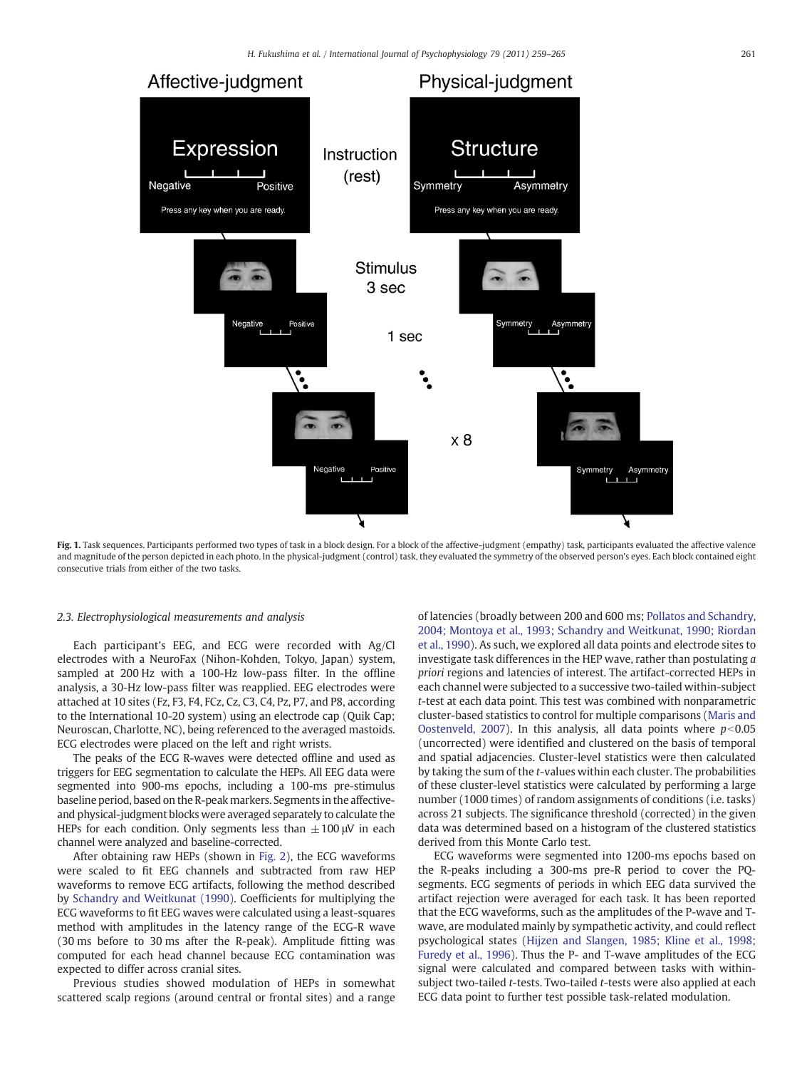**Fig. 1.** Task sequences. Participants performed two types of task in a block design. For a block of the affective-judgment (empathy) task, participants evaluated the affective valence and magnitude of the person depicted in each photo. In the physical-judgment (control) task, they evaluated the symmetry of the observed person's eyes. Each block contained eight consecutive trials from either of the two tasks.

### 2.3. Electrophysiological measurements and analysis

Each participant's EEG, and ECG were recorded with Ag/Cl electrodes with a NeuroFax (Nihon-Kohden, Tokyo, Japan) system, sampled at 200 Hz with a 100-Hz low-pass filter. In the offline analysis, a 30-Hz low-pass filter was reapplied. EEG electrodes were attached at 10 sites (Fz, F3, F4, FCz, Cz, C3, C4, Pz, P7, and P8, according to the International 10-20 system) using an electrode cap (Quik Cap; Neuroscan, Charlotte, NC), being referenced to the averaged mastoids. ECG electrodes were placed on the left and right wrists.

The peaks of the ECG R-waves were detected offline and used as triggers for EEG segmentation to calculate the HEPs. All EEG data were segmented into 900-ms epochs, including a 100-ms pre-stimulus baseline period, based on the R-peak markers. Segments in the affective- and physical-judgment blocks were averaged separately to calculate the HEPs for each condition. Only segments less than $\pm100\,\mu V$ in each channel were analyzed and baseline-corrected.

After obtaining raw HEPs (shown in Fig. 2), the ECG waveforms were scaled to fit EEG channels and subtracted from raw HEP waveforms to remove ECG artifacts, following the method described by Schandry and Weitkunat (1990). Coefficients for multiplying the ECG waveforms to fit EEG waves were calculated using a least-squares method with amplitudes in the latency range of the ECG-R wave (30 ms before to 30 ms after the R-peak). Amplitude fitting was computed for each head channel because ECG contamination was expected to differ across cranial sites.

Previous studies showed modulation of HEPs in somewhat scattered scalp regions (around central or frontal sites) and a range of latencies (broadly between 200 and 600 ms; Pollatos and Schandry, 2004; Montoya et al., 1993; Schandry and Weitkunat, 1990; Riordan et al., 1990). As such, we explored all data points and electrode sites to investigate task differences in the HEP wave, rather than postulating *a priori* regions and latencies of interest. The artifact-corrected HEPs in each channel were subjected to a successive two-tailed within-subject *t*-test at each data point. This test was combined with nonparametric cluster-based statistics to control for multiple comparisons (Maris and Oostenveld, 2007). In this analysis, all data points where $p<0.05$ (uncorrected) were identified and clustered on the basis of temporal and spatial adjacencies. Cluster-level statistics were then calculated by taking the sum of the *t*-values within each cluster. The probabilities of these cluster-level statistics were calculated by performing a large number (1000 times) of random assignments of conditions (i.e. tasks) across 21 subjects. The significance threshold (corrected) in the given data was determined based on a histogram of the clustered statistics derived from this Monte Carlo test.

ECG waveforms were segmented into 1200-ms epochs based on the R-peaks including a 300-ms pre-R period to cover the PQ-segments. ECG segments of periods in which EEG data survived the artifact rejection were averaged for each task. It has been reported that the ECG waveforms, such as the amplitudes of the P-wave and T-wave, are modulated mainly by sympathetic activity, and could reflect psychological states (Hijzen and Slangen, 1985; Kline et al., 1998; Furedy et al., 1996). Thus the P- and T-wave amplitudes of the ECG signal were calculated and compared between tasks with within-subject two-tailed *t*-tests. Two-tailed *t*-tests were also applied at each ECG data point to further test possible task-related modulation.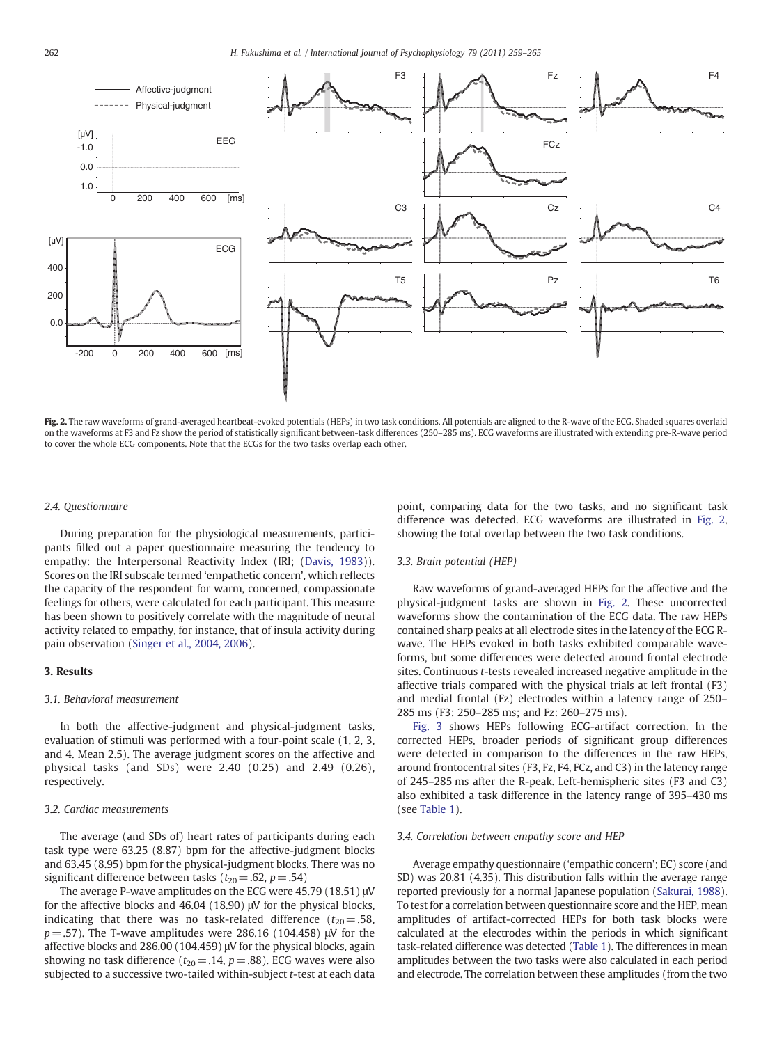**Fig. 2.** The raw waveforms of grand-averaged heartbeat-evoked potentials (HEPs) in two task conditions. All potentials are aligned to the R-wave of the ECG. Shaded squares overlaid on the waveforms at F3 and Fz show the period of statistically significant between-task differences (250–285 ms). ECG waveforms are illustrated with extending pre-R-wave period to cover the whole ECG components. Note that the ECGs for the two tasks overlap each other.

### 2.4. Questionnaire

During preparation for the physiological measurements, participants filled out a paper questionnaire measuring the tendency to empathy: the Interpersonal Reactivity Index (IRI; (Davis, 1983)). Scores on the IRI subscale termed 'empathetic concern', which reflects the capacity of the respondent for warm, concerned, compassionate feelings for others, were calculated for each participant. This measure has been shown to positively correlate with the magnitude of neural activity related to empathy, for instance, that of insula activity during pain observation (Singer et al., 2004, 2006).

## 3. Results

### 3.1. Behavioral measurement

In both the affective-judgment and physical-judgment tasks, evaluation of stimuli was performed with a four-point scale (1, 2, 3, and 4. Mean 2.5). The average judgment scores on the affective and physical tasks (and SDs) were 2.40 (0.25) and 2.49 (0.26), respectively.

### 3.2. Cardiac measurements

The average (and SDs of) heart rates of participants during each task type were 63.25 (8.87) bpm for the affective-judgment blocks and 63.45 (8.95) bpm for the physical-judgment blocks. There was no significant difference between tasks ($t_{20}=.62$, $p=.54$)

The average P-wave amplitudes on the ECG were 45.79 (18.51) μV for the affective blocks and 46.04 (18.90) μV for the physical blocks, indicating that there was no task-related difference ($t_{20}=.58$, $p=.57$). The T-wave amplitudes were 286.16 (104.458) μV for the affective blocks and 286.00 (104.459) μV for the physical blocks, again showing no task difference ($t_{20}=.14$, $p=.88$). ECG waves were also subjected to a successive two-tailed within-subject *t*-test at each data point, comparing data for the two tasks, and no significant task difference was detected. ECG waveforms are illustrated in Fig. 2, showing the total overlap between the two task conditions.

### 3.3. Brain potential (HEP)

Raw waveforms of grand-averaged HEPs for the affective and the physical-judgment tasks are shown in Fig. 2. These uncorrected waveforms show the contamination of the ECG data. The raw HEPs contained sharp peaks at all electrode sites in the latency of the ECG R-wave. The HEPs evoked in both tasks exhibited comparable waveforms, but some differences were detected around frontal electrode sites. Continuous *t*-tests revealed increased negative amplitude in the affective trials compared with the physical trials at left frontal (F3) and medial frontal (Fz) electrodes within a latency range of 250–285 ms (F3: 250–285 ms; and Fz: 260–275 ms).

Fig. 3 shows HEPs following ECG-artifact correction. In the corrected HEPs, broader periods of significant group differences were detected in comparison to the differences in the raw HEPs, around frontocentral sites (F3, Fz, F4, FCz, and C3) in the latency range of 245–285 ms after the R-peak. Left-hemispheric sites (F3 and C3) also exhibited a task difference in the latency range of 395–430 ms (see Table 1).

### 3.4. Correlation between empathy score and HEP

Average empathy questionnaire ('empathic concern'; EC) score (and SD) was 20.81 (4.35). This distribution falls within the average range reported previously for a normal Japanese population (Sakurai, 1988). To test for a correlation between questionnaire score and the HEP, mean amplitudes of artifact-corrected HEPs for both task blocks were calculated at the electrodes within the periods in which significant task-related difference was detected (Table 1). The differences in mean amplitudes between the two tasks were also calculated in each period and electrode. The correlation between these amplitudes (from the two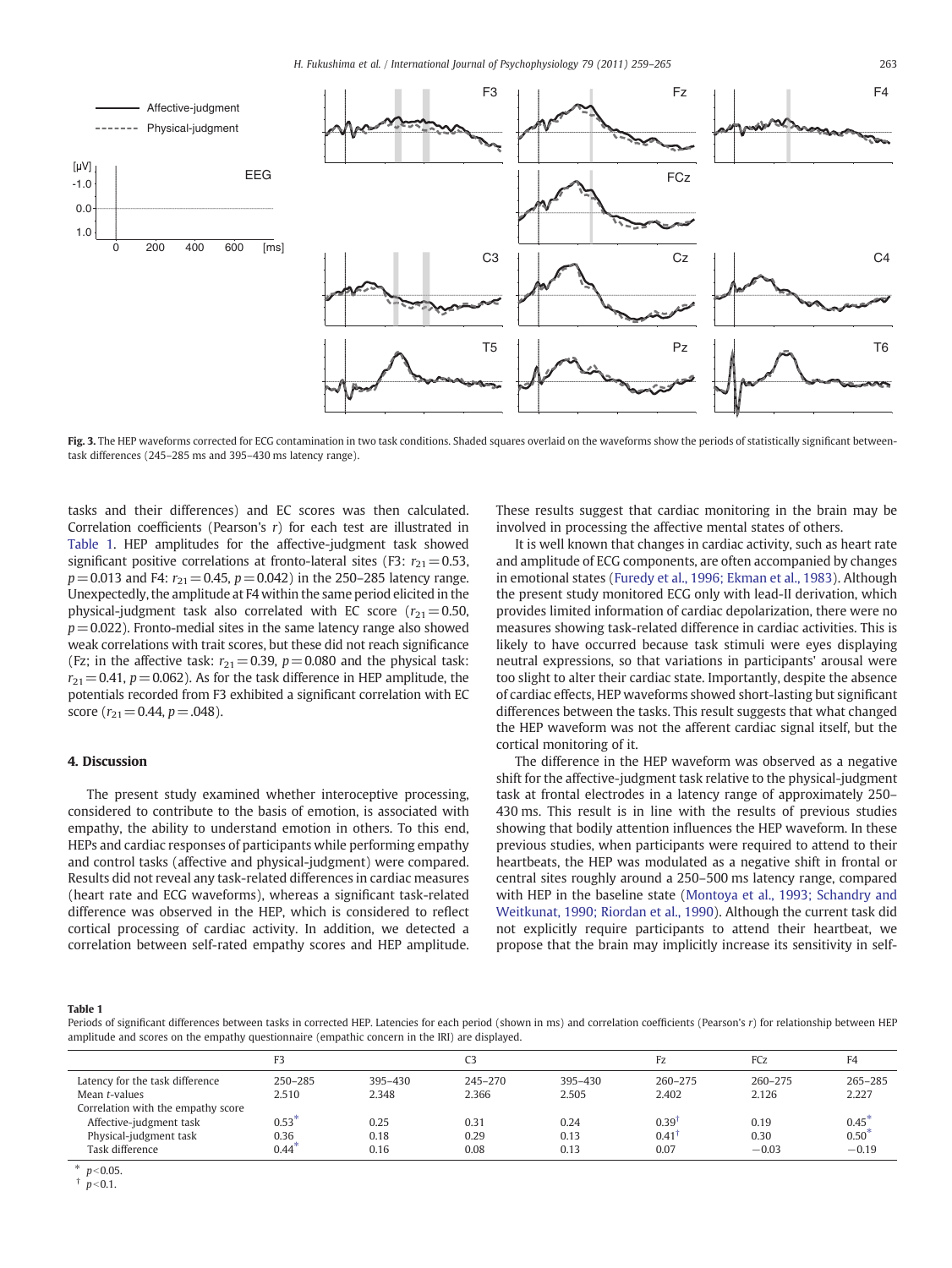Fig. 3. The HEP waveforms corrected for ECG contamination in two task conditions. Shaded squares overlaid on the waveforms show the periods of statistically significant between-task differences (245–285 ms and 395–430 ms latency range).

tasks and their differences) and EC scores was then calculated. Correlation coefficients (Pearson's $r$) for each test are illustrated in Table 1. HEP amplitudes for the affective-judgment task showed significant positive correlations at fronto-lateral sites (F3: $r_{21}=0.53$, $p=0.013$ and F4: $r_{21}=0.45$, $p=0.042$) in the 250–285 latency range. Unexpectedly, the amplitude at F4 within the same period elicited in the physical-judgment task also correlated with EC score ($r_{21}=0.50$, $p=0.022$). Fronto-medial sites in the same latency range also showed weak correlations with trait scores, but these did not reach significance (Fz; in the affective task: $r_{21}=0.39$, $p=0.080$ and the physical task: $r_{21}=0.41$, $p=0.062$). As for the task difference in HEP amplitude, the potentials recorded from F3 exhibited a significant correlation with EC score ($r_{21}=0.44$, $p=.048$).

## 4. Discussion

The present study examined whether interoceptive processing, considered to contribute to the basis of emotion, is associated with empathy, the ability to understand emotion in others. To this end, HEPs and cardiac responses of participants while performing empathy and control tasks (affective and physical-judgment) were compared. Results did not reveal any task-related differences in cardiac measures (heart rate and ECG waveforms), whereas a significant task-related difference was observed in the HEP, which is considered to reflect cortical processing of cardiac activity. In addition, we detected a correlation between self-rated empathy scores and HEP amplitude. These results suggest that cardiac monitoring in the brain may be involved in processing the affective mental states of others.

It is well known that changes in cardiac activity, such as heart rate and amplitude of ECG components, are often accompanied by changes in emotional states (Furedy et al., 1996; Ekman et al., 1983). Although the present study monitored ECG only with lead-II derivation, which provides limited information of cardiac depolarization, there were no measures showing task-related difference in cardiac activities. This is likely to have occurred because task stimuli were eyes displaying neutral expressions, so that variations in participants' arousal were too slight to alter their cardiac state. Importantly, despite the absence of cardiac effects, HEP waveforms showed short-lasting but significant differences between the tasks. This result suggests that what changed the HEP waveform was not the afferent cardiac signal itself, but the cortical monitoring of it.

The difference in the HEP waveform was observed as a negative shift for the affective-judgment task relative to the physical-judgment task at frontal electrodes in a latency range of approximately 250–430 ms. This result is in line with the results of previous studies showing that bodily attention influences the HEP waveform. In these previous studies, when participants were required to attend to their heartbeats, the HEP was modulated as a negative shift in frontal or central sites roughly around a 250–500 ms latency range, compared with HEP in the baseline state (Montoya et al., 1993; Schandry and Weitkunat, 1990; Riordan et al., 1990). Although the current task did not explicitly require participants to attend their heartbeat, we propose that the brain may implicitly increase its sensitivity in self-

**Table 1**
Periods of significant differences between tasks in corrected HEP. Latencies for each period (shown in ms) and correlation coefficients (Pearson's $r$) for relationship between HEP amplitude and scores on the empathy questionnaire (empathic concern in the IRI) are displayed.

| | F3 | | C3 | | Fz | FCz | F4 |
|---|---|---|---|---|---|---|---|
| Latency for the task difference | 250–285 | 395–430 | 245–270 | 395–430 | 260–275 | 260–275 | 265–285 |
| Mean $t$-values | 2.510 | 2.348 | 2.366 | 2.505 | 2.402 | 2.126 | 2.227 |
| Correlation with the empathy score | | | | | | | |
| Affective-judgment task | 0.53* | 0.25 | 0.31 | 0.24 | 0.39† | 0.19 | 0.45* |
| Physical-judgment task | 0.36 | 0.18 | 0.29 | 0.13 | 0.41† | 0.30 | 0.50* |
| Task difference | 0.44* | 0.16 | 0.08 | 0.13 | 0.07 | −0.03 | −0.19 |

* $p<0.05$.
† $p<0.1$.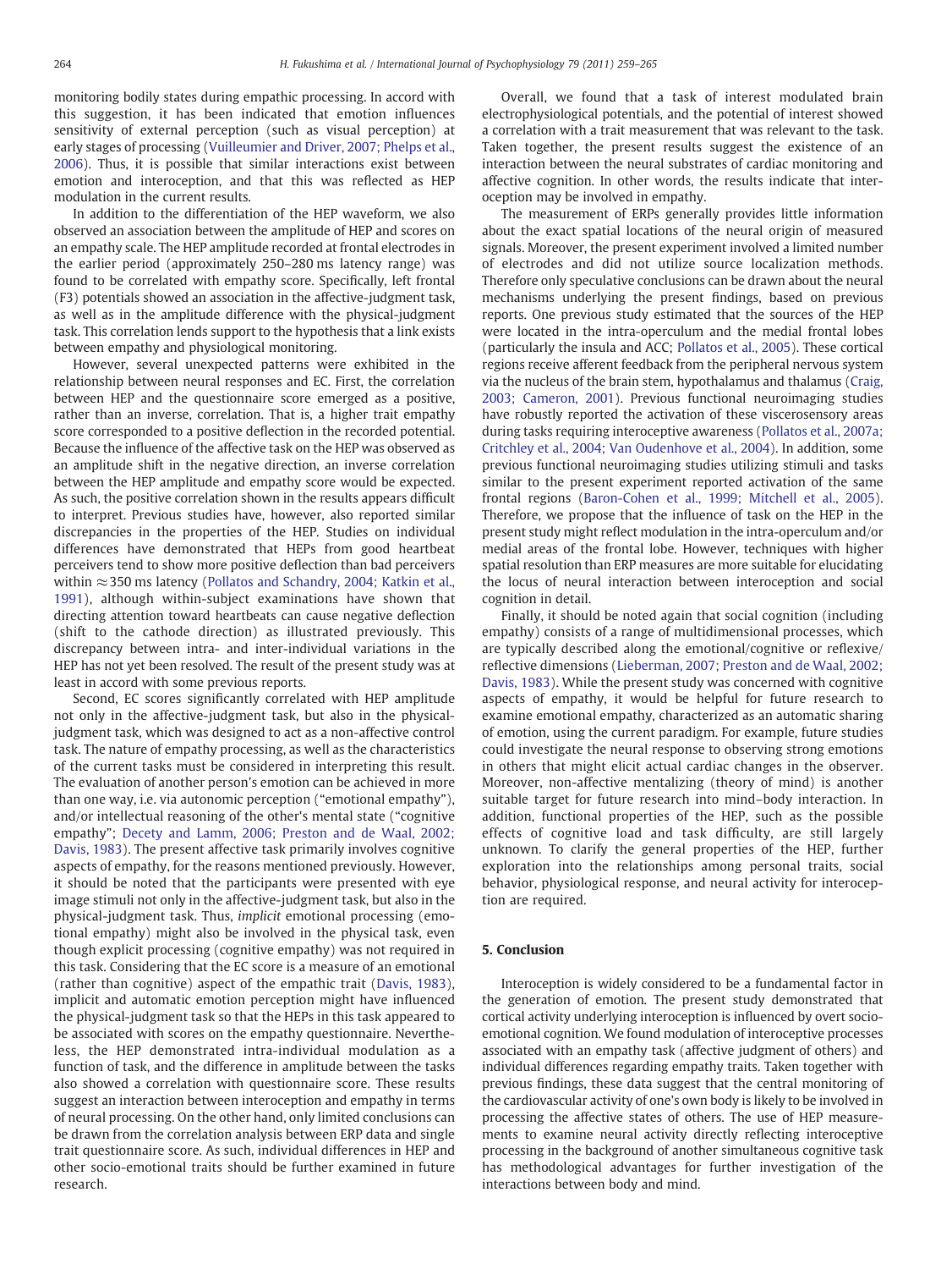monitoring bodily states during empathic processing. In accord with this suggestion, it has been indicated that emotion influences sensitivity of external perception (such as visual perception) at early stages of processing (Vuilleumier and Driver, 2007; Phelps et al., 2006). Thus, it is possible that similar interactions exist between emotion and interoception, and that this was reflected as HEP modulation in the current results.

In addition to the differentiation of the HEP waveform, we also observed an association between the amplitude of HEP and scores on an empathy scale. The HEP amplitude recorded at frontal electrodes in the earlier period (approximately 250–280 ms latency range) was found to be correlated with empathy score. Specifically, left frontal (F3) potentials showed an association in the affective-judgment task, as well as in the amplitude difference with the physical-judgment task. This correlation lends support to the hypothesis that a link exists between empathy and physiological monitoring.

However, several unexpected patterns were exhibited in the relationship between neural responses and EC. First, the correlation between HEP and the questionnaire score emerged as a positive, rather than an inverse, correlation. That is, a higher trait empathy score corresponded to a positive deflection in the recorded potential. Because the influence of the affective task on the HEP was observed as an amplitude shift in the negative direction, an inverse correlation between the HEP amplitude and empathy score would be expected. As such, the positive correlation shown in the results appears difficult to interpret. Previous studies have, however, also reported similar discrepancies in the properties of the HEP. Studies on individual differences have demonstrated that HEPs from good heartbeat perceivers tend to show more positive deflection than bad perceivers within ≈350 ms latency (Pollatos and Schandry, 2004; Katkin et al., 1991), although within-subject examinations have shown that directing attention toward heartbeats can cause negative deflection (shift to the cathode direction) as illustrated previously. This discrepancy between intra- and inter-individual variations in the HEP has not yet been resolved. The result of the present study was at least in accord with some previous reports.

Second, EC scores significantly correlated with HEP amplitude not only in the affective-judgment task, but also in the physical-judgment task, which was designed to act as a non-affective control task. The nature of empathy processing, as well as the characteristics of the current tasks must be considered in interpreting this result. The evaluation of another person's emotion can be achieved in more than one way, i.e. via autonomic perception ("emotional empathy"), and/or intellectual reasoning of the other's mental state ("cognitive empathy"; Decety and Lamm, 2006; Preston and de Waal, 2002; Davis, 1983). The present affective task primarily involves cognitive aspects of empathy, for the reasons mentioned previously. However, it should be noted that the participants were presented with eye image stimuli not only in the affective-judgment task, but also in the physical-judgment task. Thus, *implicit* emotional processing (emotional empathy) might also be involved in the physical task, even though explicit processing (cognitive empathy) was not required in this task. Considering that the EC score is a measure of an emotional (rather than cognitive) aspect of the empathic trait (Davis, 1983), implicit and automatic emotion perception might have influenced the physical-judgment task so that the HEPs in this task appeared to be associated with scores on the empathy questionnaire. Nevertheless, the HEP demonstrated intra-individual modulation as a function of task, and the difference in amplitude between the tasks also showed a correlation with questionnaire score. These results suggest an interaction between interoception and empathy in terms of neural processing. On the other hand, only limited conclusions can be drawn from the correlation analysis between ERP data and single trait questionnaire score. As such, individual differences in HEP and other socio-emotional traits should be further examined in future research.

Overall, we found that a task of interest modulated brain electrophysiological potentials, and the potential of interest showed a correlation with a trait measurement that was relevant to the task. Taken together, the present results suggest the existence of an interaction between the neural substrates of cardiac monitoring and affective cognition. In other words, the results indicate that interoception may be involved in empathy.

The measurement of ERPs generally provides little information about the exact spatial locations of the neural origin of measured signals. Moreover, the present experiment involved a limited number of electrodes and did not utilize source localization methods. Therefore only speculative conclusions can be drawn about the neural mechanisms underlying the present findings, based on previous reports. One previous study estimated that the sources of the HEP were located in the intra-operculum and the medial frontal lobes (particularly the insula and ACC; Pollatos et al., 2005). These cortical regions receive afferent feedback from the peripheral nervous system via the nucleus of the brain stem, hypothalamus and thalamus (Craig, 2003; Cameron, 2001). Previous functional neuroimaging studies have robustly reported the activation of these viscerosensory areas during tasks requiring interoceptive awareness (Pollatos et al., 2007a; Critchley et al., 2004; Van Oudenhove et al., 2004). In addition, some previous functional neuroimaging studies utilizing stimuli and tasks similar to the present experiment reported activation of the same frontal regions (Baron-Cohen et al., 1999; Mitchell et al., 2005). Therefore, we propose that the influence of task on the HEP in the present study might reflect modulation in the intra-operculum and/or medial areas of the frontal lobe. However, techniques with higher spatial resolution than ERP measures are more suitable for elucidating the locus of neural interaction between interoception and social cognition in detail.

Finally, it should be noted again that social cognition (including empathy) consists of a range of multidimensional processes, which are typically described along the emotional/cognitive or reflexive/reflective dimensions (Lieberman, 2007; Preston and de Waal, 2002; Davis, 1983). While the present study was concerned with cognitive aspects of empathy, it would be helpful for future research to examine emotional empathy, characterized as an automatic sharing of emotion, using the current paradigm. For example, future studies could investigate the neural response to observing strong emotions in others that might elicit actual cardiac changes in the observer. Moreover, non-affective mentalizing (theory of mind) is another suitable target for future research into mind–body interaction. In addition, functional properties of the HEP, such as the possible effects of cognitive load and task difficulty, are still largely unknown. To clarify the general properties of the HEP, further exploration into the relationships among personal traits, social behavior, physiological response, and neural activity for interoception are required.

## 5. Conclusion

Interoception is widely considered to be a fundamental factor in the generation of emotion. The present study demonstrated that cortical activity underlying interoception is influenced by overt socio-emotional cognition. We found modulation of interoceptive processes associated with an empathy task (affective judgment of others) and individual differences regarding empathy traits. Taken together with previous findings, these data suggest that the central monitoring of the cardiovascular activity of one's own body is likely to be involved in processing the affective states of others. The use of HEP measurements to examine neural activity directly reflecting interoceptive processing in the background of another simultaneous cognitive task has methodological advantages for further investigation of the interactions between body and mind.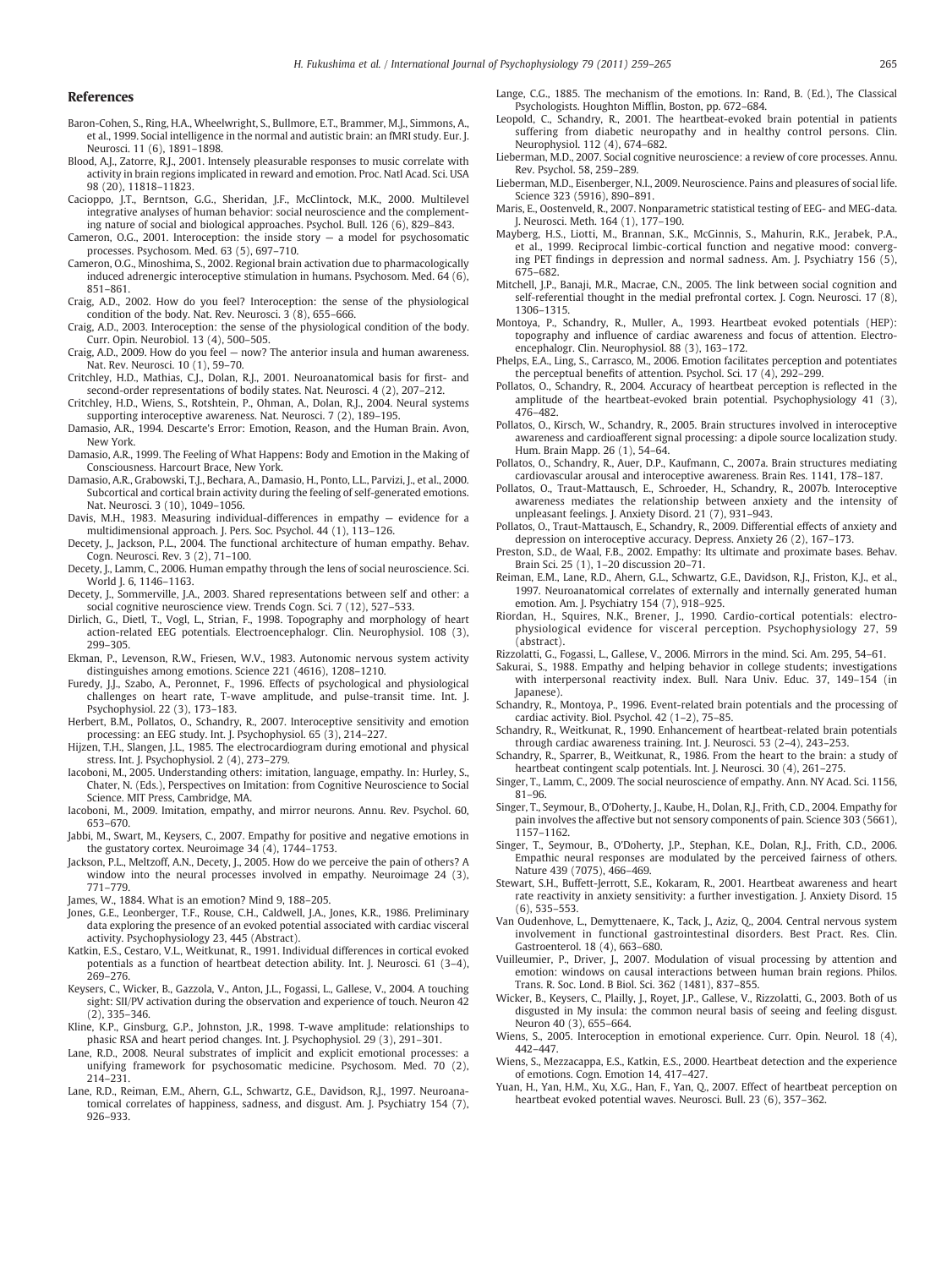## References

Baron-Cohen, S., Ring, H.A., Wheelwright, S., Bullmore, E.T., Brammer, M.J., Simmons, A., et al., 1999. Social intelligence in the normal and autistic brain: an fMRI study. Eur. J. Neurosci. 11 (6), 1891–1898.

Blood, A.J., Zatorre, R.J., 2001. Intensely pleasurable responses to music correlate with activity in brain regions implicated in reward and emotion. Proc. Natl Acad. Sci. USA 98 (20), 11818–11823.

Cacioppo, J.T., Berntson, G.G., Sheridan, J.F., McClintock, M.K., 2000. Multilevel integrative analyses of human behavior: social neuroscience and the complementing nature of social and biological approaches. Psychol. Bull. 126 (6), 829–843.

Cameron, O.G., 2001. Interoception: the inside story — a model for psychosomatic processes. Psychosom. Med. 63 (5), 697–710.

Cameron, O.G., Minoshima, S., 2002. Regional brain activation due to pharmacologically induced adrenergic interoceptive stimulation in humans. Psychosom. Med. 64 (6), 851–861.

Craig, A.D., 2002. How do you feel? Interoception: the sense of the physiological condition of the body. Nat. Rev. Neurosci. 3 (8), 655–666.

Craig, A.D., 2003. Interoception: the sense of the physiological condition of the body. Curr. Opin. Neurobiol. 13 (4), 500–505.

Craig, A.D., 2009. How do you feel — now? The anterior insula and human awareness. Nat. Rev. Neurosci. 10 (1), 59–70.

Critchley, H.D., Mathias, C.J., Dolan, R.J., 2001. Neuroanatomical basis for first- and second-order representations of bodily states. Nat. Neurosci. 4 (2), 207–212.

Critchley, H.D., Wiens, S., Rotshtein, P., Ohman, A., Dolan, R.J., 2004. Neural systems supporting interoceptive awareness. Nat. Neurosci. 7 (2), 189–195.

Damasio, A.R., 1994. Descarte's Error: Emotion, Reason, and the Human Brain. Avon, New York.

Damasio, A.R., 1999. The Feeling of What Happens: Body and Emotion in the Making of Consciousness. Harcourt Brace, New York.

Damasio, A.R., Grabowski, T.J., Bechara, A., Damasio, H., Ponto, L.L., Parvizi, J., et al., 2000. Subcortical and cortical brain activity during the feeling of self-generated emotions. Nat. Neurosci. 3 (10), 1049–1056.

Davis, M.H., 1983. Measuring individual-differences in empathy — evidence for a multidimensional approach. J. Pers. Soc. Psychol. 44 (1), 113–126.

Decety, J., Jackson, P.L., 2004. The functional architecture of human empathy. Behav. Cogn. Neurosci. Rev. 3 (2), 71–100.

Decety, J., Lamm, C., 2006. Human empathy through the lens of social neuroscience. Sci. World J. 6, 1146–1163.

Decety, J., Sommerville, J.A., 2003. Shared representations between self and other: a social cognitive neuroscience view. Trends Cogn. Sci. 7 (12), 527–533.

Dirlich, G., Dietl, T., Vogl, L., Strian, F., 1998. Topography and morphology of heart action-related EEG potentials. Electroencephalogr. Clin. Neurophysiol. 108 (3), 299–305.

Ekman, P., Levenson, R.W., Friesen, W.V., 1983. Autonomic nervous system activity distinguishes among emotions. Science 221 (4616), 1208–1210.

Furedy, J.J., Szabo, A., Peronnet, F., 1996. Effects of psychological and physiological challenges on heart rate, T-wave amplitude, and pulse-transit time. Int. J. Psychophysiol. 22 (3), 173–183.

Herbert, B.M., Pollatos, O., Schandry, R., 2007. Interoceptive sensitivity and emotion processing: an EEG study. Int. J. Psychophysiol. 65 (3), 214–227.

Hijzen, T.H., Slangen, J.L., 1985. The electrocardiogram during emotional and physical stress. Int. J. Psychophysiol. 2 (4), 273–279.

Iacoboni, M., 2005. Understanding others: imitation, language, empathy. In: Hurley, S., Chater, N. (Eds.), Perspectives on Imitation: from Cognitive Neuroscience to Social Science. MIT Press, Cambridge, MA.

Iacoboni, M., 2009. Imitation, empathy, and mirror neurons. Annu. Rev. Psychol. 60, 653–670.

Jabbi, M., Swart, M., Keysers, C., 2007. Empathy for positive and negative emotions in the gustatory cortex. Neuroimage 34 (4), 1744–1753.

Jackson, P.L., Meltzoff, A.N., Decety, J., 2005. How do we perceive the pain of others? A window into the neural processes involved in empathy. Neuroimage 24 (3), 771–779.

James, W., 1884. What is an emotion? Mind 9, 188–205.

Jones, G.E., Leonberger, T.F., Rouse, C.H., Caldwell, J.A., Jones, K.R., 1986. Preliminary data exploring the presence of an evoked potential associated with cardiac visceral activity. Psychophysiology 23, 445 (Abstract).

Katkin, E.S., Cestaro, V.L., Weitkunat, R., 1991. Individual differences in cortical evoked potentials as a function of heartbeat detection ability. Int. J. Neurosci. 61 (3–4), 269–276.

Keysers, C., Wicker, B., Gazzola, V., Anton, J.L., Fogassi, L., Gallese, V., 2004. A touching sight: SII/PV activation during the observation and experience of touch. Neuron 42 (2), 335–346.

Kline, K.P., Ginsburg, G.P., Johnston, J.R., 1998. T-wave amplitude: relationships to phasic RSA and heart period changes. Int. J. Psychophysiol. 29 (3), 291–301.

Lane, R.D., 2008. Neural substrates of implicit and explicit emotional processes: a unifying framework for psychosomatic medicine. Psychosom. Med. 70 (2), 214–231.

Lane, R.D., Reiman, E.M., Ahern, G.L., Schwartz, G.E., Davidson, R.J., 1997. Neuroanatomical correlates of happiness, sadness, and disgust. Am. J. Psychiatry 154 (7), 926–933.

Lange, C.G., 1885. The mechanism of the emotions. In: Rand, B. (Ed.), The Classical Psychologists. Houghton Mifflin, Boston, pp. 672–684.

Leopold, C., Schandry, R., 2001. The heartbeat-evoked brain potential in patients suffering from diabetic neuropathy and in healthy control persons. Clin. Neurophysiol. 112 (4), 674–682.

Lieberman, M.D., 2007. Social cognitive neuroscience: a review of core processes. Annu. Rev. Psychol. 58, 259–289.

Lieberman, M.D., Eisenberger, N.I., 2009. Neuroscience. Pains and pleasures of social life. Science 323 (5916), 890–891.

Maris, E., Oostenveld, R., 2007. Nonparametric statistical testing of EEG- and MEG-data. J. Neurosci. Meth. 164 (1), 177–190.

Mayberg, H.S., Liotti, M., Brannan, S.K., McGinnis, S., Mahurin, R.K., Jerabek, P.A., et al., 1999. Reciprocal limbic-cortical function and negative mood: converging PET findings in depression and normal sadness. Am. J. Psychiatry 156 (5), 675–682.

Mitchell, J.P., Banaji, M.R., Macrae, C.N., 2005. The link between social cognition and self-referential thought in the medial prefrontal cortex. J. Cogn. Neurosci. 17 (8), 1306–1315.

Montoya, P., Schandry, R., Muller, A., 1993. Heartbeat evoked potentials (HEP): topography and influence of cardiac awareness and focus of attention. Electroencephalogr. Clin. Neurophysiol. 88 (3), 163–172.

Phelps, E.A., Ling, S., Carrasco, M., 2006. Emotion facilitates perception and potentiates the perceptual benefits of attention. Psychol. Sci. 17 (4), 292–299.

Pollatos, O., Schandry, R., 2004. Accuracy of heartbeat perception is reflected in the amplitude of the heartbeat-evoked brain potential. Psychophysiology 41 (3), 476–482.

Pollatos, O., Kirsch, W., Schandry, R., 2005. Brain structures involved in interoceptive awareness and cardioafferent signal processing: a dipole source localization study. Hum. Brain Mapp. 26 (1), 54–64.

Pollatos, O., Schandry, R., Auer, D.P., Kaufmann, C., 2007a. Brain structures mediating cardiovascular arousal and interoceptive awareness. Brain Res. 1141, 178–187.

Pollatos, O., Traut-Mattausch, E., Schroeder, H., Schandry, R., 2007b. Interoceptive awareness mediates the relationship between anxiety and the intensity of unpleasant feelings. J. Anxiety Disord. 21 (7), 931–943.

Pollatos, O., Traut-Mattausch, E., Schandry, R., 2009. Differential effects of anxiety and depression on interoceptive accuracy. Depress. Anxiety 26 (2), 167–173.

Preston, S.D., de Waal, F.B., 2002. Empathy: Its ultimate and proximate bases. Behav. Brain Sci. 25 (1), 1–20 discussion 20–71.

Reiman, E.M., Lane, R.D., Ahern, G.L., Schwartz, G.E., Davidson, R.J., Friston, K.J., et al., 1997. Neuroanatomical correlates of externally and internally generated human emotion. Am. J. Psychiatry 154 (7), 918–925.

Riordan, H., Squires, N.K., Brener, J., 1990. Cardio-cortical potentials: electrophysiological evidence for visceral perception. Psychophysiology 27, 59 (abstract).

Rizzolatti, G., Fogassi, L., Gallese, V., 2006. Mirrors in the mind. Sci. Am. 295, 54–61.

Sakurai, S., 1988. Empathy and helping behavior in college students; investigations with interpersonal reactivity index. Bull. Nara Univ. Educ. 37, 149–154 (in Japanese).

Schandry, R., Montoya, P., 1996. Event-related brain potentials and the processing of cardiac activity. Biol. Psychol. 42 (1–2), 75–85.

Schandry, R., Weitkunat, R., 1990. Enhancement of heartbeat-related brain potentials through cardiac awareness training. Int. J. Neurosci. 53 (2–4), 243–253.

Schandry, R., Sparrer, B., Weitkunat, R., 1986. From the heart to the brain: a study of heartbeat contingent scalp potentials. Int. J. Neurosci. 30 (4), 261–275.

Singer, T., Lamm, C., 2009. The social neuroscience of empathy. Ann. NY Acad. Sci. 1156, 81–96.

Singer, T., Seymour, B., O'Doherty, J., Kaube, H., Dolan, R.J., Frith, C.D., 2004. Empathy for pain involves the affective but not sensory components of pain. Science 303 (5661), 1157–1162.

Singer, T., Seymour, B., O'Doherty, J.P., Stephan, K.E., Dolan, R.J., Frith, C.D., 2006. Empathic neural responses are modulated by the perceived fairness of others. Nature 439 (7075), 466–469.

Stewart, S.H., Buffett-Jerrott, S.E., Kokaram, R., 2001. Heartbeat awareness and heart rate reactivity in anxiety sensitivity: a further investigation. J. Anxiety Disord. 15 (6), 535–553.

Van Oudenhove, L., Demyttenaere, K., Tack, J., Aziz, Q., 2004. Central nervous system involvement in functional gastrointestinal disorders. Best Pract. Res. Clin. Gastroenterol. 18 (4), 663–680.

Vuilleumier, P., Driver, J., 2007. Modulation of visual processing by attention and emotion: windows on causal interactions between human brain regions. Philos. Trans. R. Soc. Lond. B Biol. Sci. 362 (1481), 837–855.

Wicker, B., Keysers, C., Plailly, J., Royet, J.P., Gallese, V., Rizzolatti, G., 2003. Both of us disgusted in My insula: the common neural basis of seeing and feeling disgust. Neuron 40 (3), 655–664.

Wiens, S., 2005. Interoception in emotional experience. Curr. Opin. Neurol. 18 (4), 442–447.

Wiens, S., Mezzacappa, E.S., Katkin, E.S., 2000. Heartbeat detection and the experience of emotions. Cogn. Emotion 14, 417–427.

Yuan, H., Yan, H.M., Xu, X.G., Han, F., Yan, Q., 2007. Effect of heartbeat perception on heartbeat evoked potential waves. Neurosci. Bull. 23 (6), 357–362.